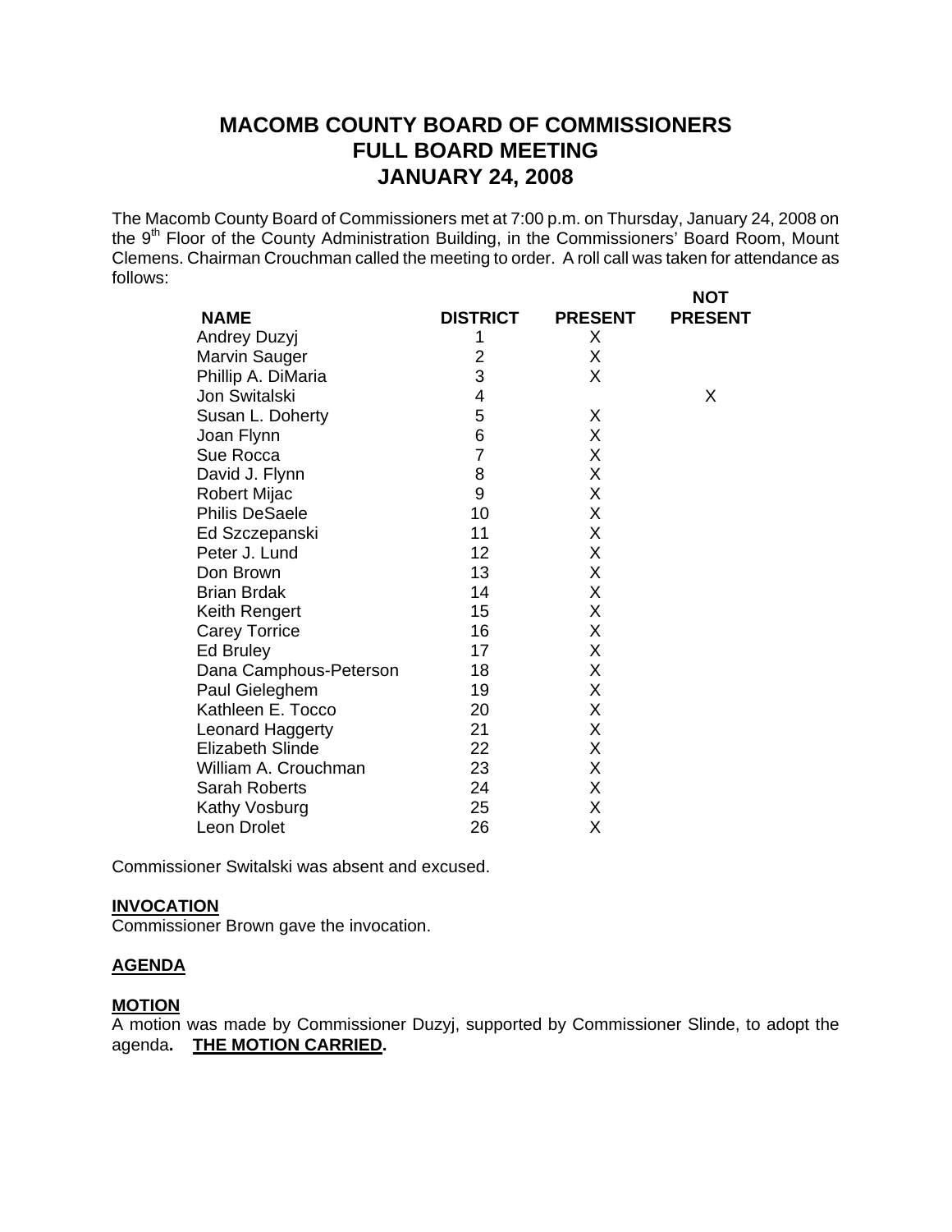# MACOMB COUNTY BOARD OF COMMISSIONERS
# FULL BOARD MEETING
# JANUARY 24, 2008

The Macomb County Board of Commissioners met at 7:00 p.m. on Thursday, January 24, 2008 on the 9th Floor of the County Administration Building, in the Commissioners' Board Room, Mount Clemens. Chairman Crouchman called the meeting to order. A roll call was taken for attendance as follows:

| NAME | DISTRICT | PRESENT | NOT PRESENT |
|---|---|---|---|
| Andrey Duzyj | 1 | X | |
| Marvin Sauger | 2 | X | |
| Phillip A. DiMaria | 3 | X | |
| Jon Switalski | 4 | | X |
| Susan L. Doherty | 5 | X | |
| Joan Flynn | 6 | X | |
| Sue Rocca | 7 | X | |
| David J. Flynn | 8 | X | |
| Robert Mijac | 9 | X | |
| Philis DeSaele | 10 | X | |
| Ed Szczepanski | 11 | X | |
| Peter J. Lund | 12 | X | |
| Don Brown | 13 | X | |
| Brian Brdak | 14 | X | |
| Keith Rengert | 15 | X | |
| Carey Torrice | 16 | X | |
| Ed Bruley | 17 | X | |
| Dana Camphous-Peterson | 18 | X | |
| Paul Gieleghem | 19 | X | |
| Kathleen E. Tocco | 20 | X | |
| Leonard Haggerty | 21 | X | |
| Elizabeth Slinde | 22 | X | |
| William A. Crouchman | 23 | X | |
| Sarah Roberts | 24 | X | |
| Kathy Vosburg | 25 | X | |
| Leon Drolet | 26 | X | |

Commissioner Switalski was absent and excused.

**INVOCATION**
Commissioner Brown gave the invocation.

**AGENDA**

**MOTION**
A motion was made by Commissioner Duzyj, supported by Commissioner Slinde, to adopt the agenda. **THE MOTION CARRIED.**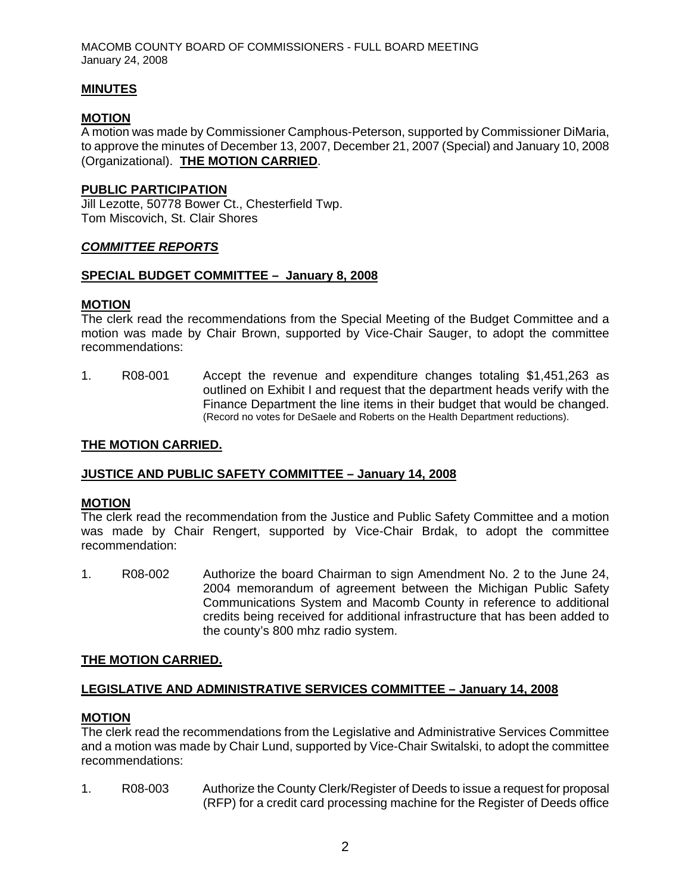## MINUTES

### MOTION

A motion was made by Commissioner Camphous-Peterson, supported by Commissioner DiMaria, to approve the minutes of December 13, 2007, December 21, 2007 (Special) and January 10, 2008 (Organizational). **THE MOTION CARRIED**.

## PUBLIC PARTICIPATION

Jill Lezotte, 50778 Bower Ct., Chesterfield Twp.
Tom Miscovich, St. Clair Shores

## *COMMITTEE REPORTS*

### SPECIAL BUDGET COMMITTEE – January 8, 2008

#### MOTION

The clerk read the recommendations from the Special Meeting of the Budget Committee and a motion was made by Chair Brown, supported by Vice-Chair Sauger, to adopt the committee recommendations:

1. R08-001 Accept the revenue and expenditure changes totaling $1,451,263 as outlined on Exhibit I and request that the department heads verify with the Finance Department the line items in their budget that would be changed. (Record no votes for DeSaele and Roberts on the Health Department reductions).

**THE MOTION CARRIED.**

### JUSTICE AND PUBLIC SAFETY COMMITTEE – January 14, 2008

#### MOTION

The clerk read the recommendation from the Justice and Public Safety Committee and a motion was made by Chair Rengert, supported by Vice-Chair Brdak, to adopt the committee recommendation:

1. R08-002 Authorize the board Chairman to sign Amendment No. 2 to the June 24, 2004 memorandum of agreement between the Michigan Public Safety Communications System and Macomb County in reference to additional credits being received for additional infrastructure that has been added to the county's 800 mhz radio system.

**THE MOTION CARRIED.**

### LEGISLATIVE AND ADMINISTRATIVE SERVICES COMMITTEE – January 14, 2008

#### MOTION

The clerk read the recommendations from the Legislative and Administrative Services Committee and a motion was made by Chair Lund, supported by Vice-Chair Switalski, to adopt the committee recommendations:

1. R08-003 Authorize the County Clerk/Register of Deeds to issue a request for proposal (RFP) for a credit card processing machine for the Register of Deeds office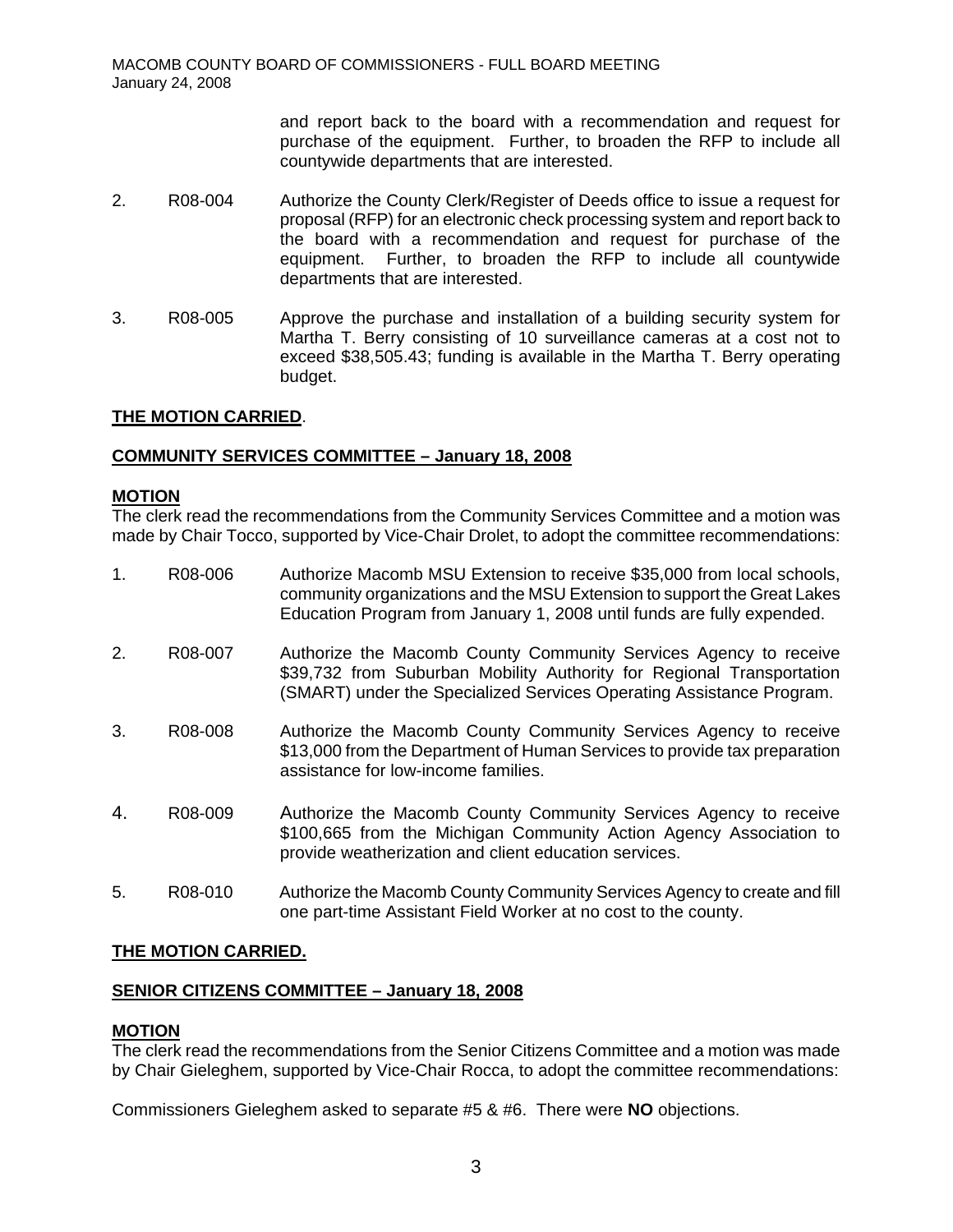and report back to the board with a recommendation and request for purchase of the equipment. Further, to broaden the RFP to include all countywide departments that are interested.

2. R08-004 Authorize the County Clerk/Register of Deeds office to issue a request for proposal (RFP) for an electronic check processing system and report back to the board with a recommendation and request for purchase of the equipment. Further, to broaden the RFP to include all countywide departments that are interested.

3. R08-005 Approve the purchase and installation of a building security system for Martha T. Berry consisting of 10 surveillance cameras at a cost not to exceed $38,505.43; funding is available in the Martha T. Berry operating budget.

**THE MOTION CARRIED**.

**COMMUNITY SERVICES COMMITTEE – January 18, 2008**

**MOTION**

The clerk read the recommendations from the Community Services Committee and a motion was made by Chair Tocco, supported by Vice-Chair Drolet, to adopt the committee recommendations:

1. R08-006 Authorize Macomb MSU Extension to receive $35,000 from local schools, community organizations and the MSU Extension to support the Great Lakes Education Program from January 1, 2008 until funds are fully expended.

2. R08-007 Authorize the Macomb County Community Services Agency to receive $39,732 from Suburban Mobility Authority for Regional Transportation (SMART) under the Specialized Services Operating Assistance Program.

3. R08-008 Authorize the Macomb County Community Services Agency to receive $13,000 from the Department of Human Services to provide tax preparation assistance for low-income families.

4. R08-009 Authorize the Macomb County Community Services Agency to receive $100,665 from the Michigan Community Action Agency Association to provide weatherization and client education services.

5. R08-010 Authorize the Macomb County Community Services Agency to create and fill one part-time Assistant Field Worker at no cost to the county.

**THE MOTION CARRIED.**

**SENIOR CITIZENS COMMITTEE – January 18, 2008**

**MOTION**

The clerk read the recommendations from the Senior Citizens Committee and a motion was made by Chair Gieleghem, supported by Vice-Chair Rocca, to adopt the committee recommendations:

Commissioners Gieleghem asked to separate #5 & #6. There were **NO** objections.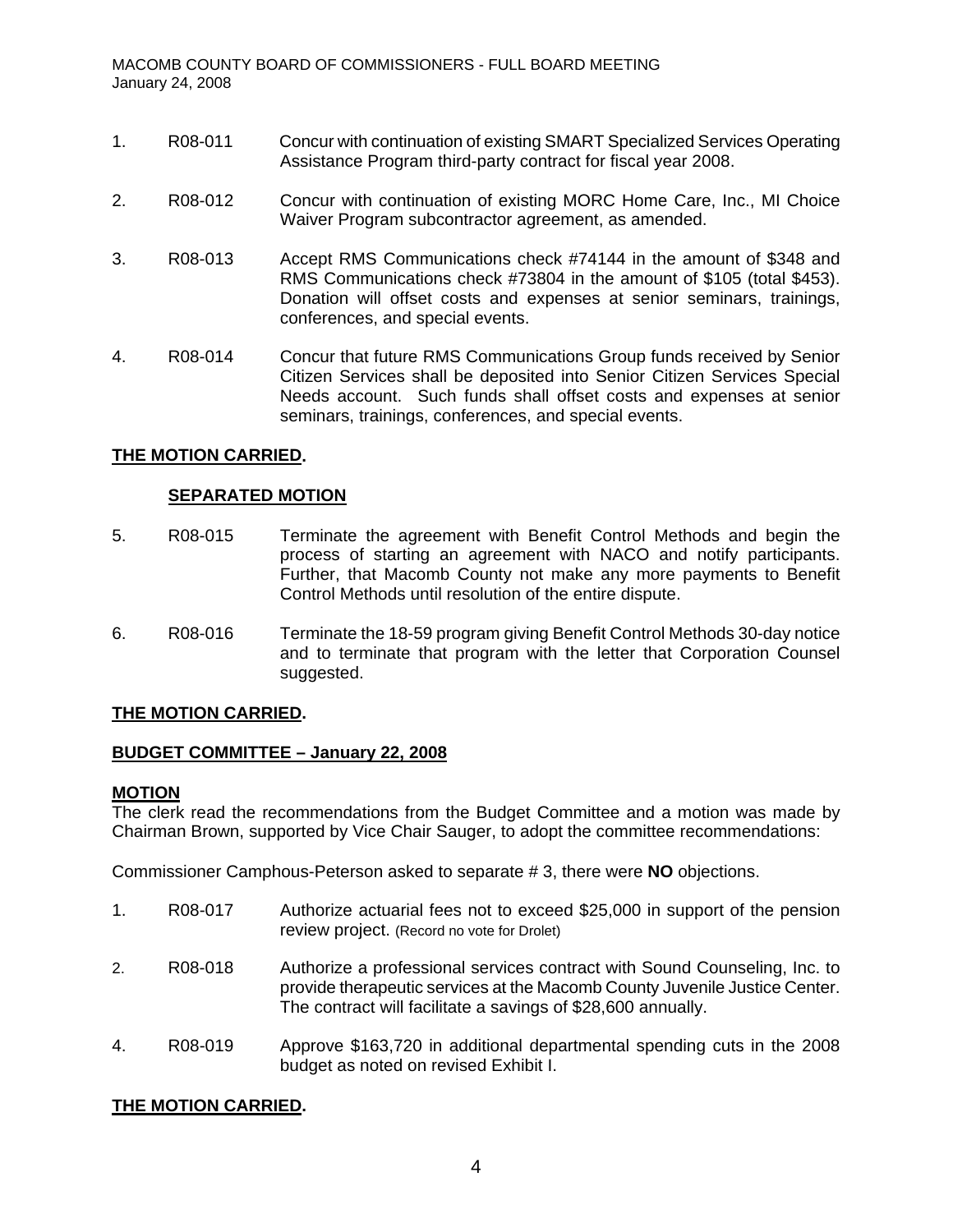1. R08-011 Concur with continuation of existing SMART Specialized Services Operating Assistance Program third-party contract for fiscal year 2008.

2. R08-012 Concur with continuation of existing MORC Home Care, Inc., MI Choice Waiver Program subcontractor agreement, as amended.

3. R08-013 Accept RMS Communications check #74144 in the amount of $348 and RMS Communications check #73804 in the amount of $105 (total $453). Donation will offset costs and expenses at senior seminars, trainings, conferences, and special events.

4. R08-014 Concur that future RMS Communications Group funds received by Senior Citizen Services shall be deposited into Senior Citizen Services Special Needs account. Such funds shall offset costs and expenses at senior seminars, trainings, conferences, and special events.

**THE MOTION CARRIED.**

**SEPARATED MOTION**

5. R08-015 Terminate the agreement with Benefit Control Methods and begin the process of starting an agreement with NACO and notify participants. Further, that Macomb County not make any more payments to Benefit Control Methods until resolution of the entire dispute.

6. R08-016 Terminate the 18-59 program giving Benefit Control Methods 30-day notice and to terminate that program with the letter that Corporation Counsel suggested.

**THE MOTION CARRIED.**

**BUDGET COMMITTEE – January 22, 2008**

**MOTION**

The clerk read the recommendations from the Budget Committee and a motion was made by Chairman Brown, supported by Vice Chair Sauger, to adopt the committee recommendations:

Commissioner Camphous-Peterson asked to separate # 3, there were **NO** objections.

1. R08-017 Authorize actuarial fees not to exceed $25,000 in support of the pension review project. (Record no vote for Drolet)

2. R08-018 Authorize a professional services contract with Sound Counseling, Inc. to provide therapeutic services at the Macomb County Juvenile Justice Center. The contract will facilitate a savings of $28,600 annually.

4. R08-019 Approve $163,720 in additional departmental spending cuts in the 2008 budget as noted on revised Exhibit I.

**THE MOTION CARRIED.**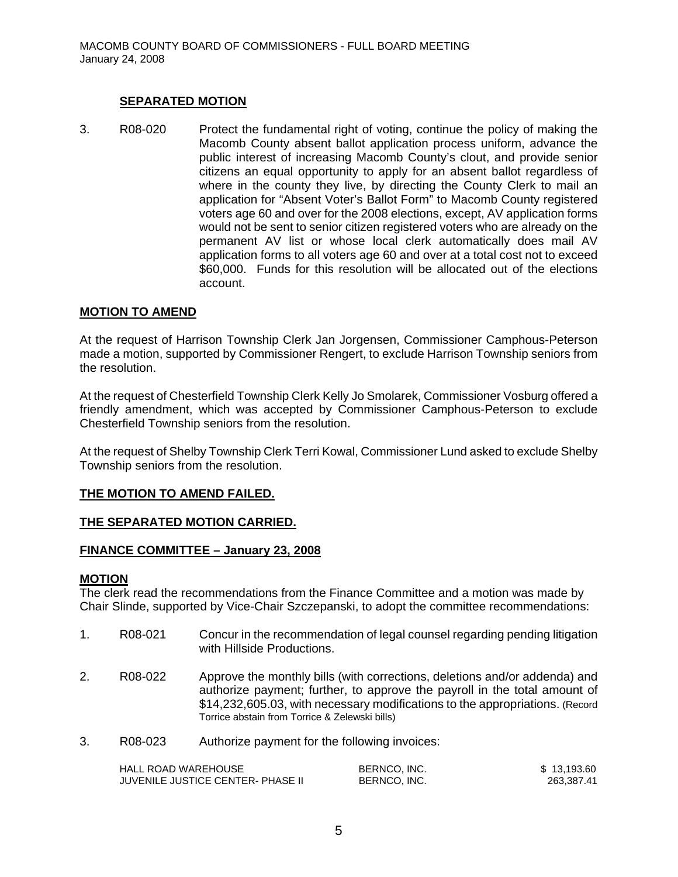**SEPARATED MOTION**

3. R08-020 Protect the fundamental right of voting, continue the policy of making the Macomb County absent ballot application process uniform, advance the public interest of increasing Macomb County's clout, and provide senior citizens an equal opportunity to apply for an absent ballot regardless of where in the county they live, by directing the County Clerk to mail an application for "Absent Voter's Ballot Form" to Macomb County registered voters age 60 and over for the 2008 elections, except, AV application forms would not be sent to senior citizen registered voters who are already on the permanent AV list or whose local clerk automatically does mail AV application forms to all voters age 60 and over at a total cost not to exceed \$60,000. Funds for this resolution will be allocated out of the elections account.

**MOTION TO AMEND**

At the request of Harrison Township Clerk Jan Jorgensen, Commissioner Camphous-Peterson made a motion, supported by Commissioner Rengert, to exclude Harrison Township seniors from the resolution.

At the request of Chesterfield Township Clerk Kelly Jo Smolarek, Commissioner Vosburg offered a friendly amendment, which was accepted by Commissioner Camphous-Peterson to exclude Chesterfield Township seniors from the resolution.

At the request of Shelby Township Clerk Terri Kowal, Commissioner Lund asked to exclude Shelby Township seniors from the resolution.

**THE MOTION TO AMEND FAILED.**

**THE SEPARATED MOTION CARRIED.**

**FINANCE COMMITTEE – January 23, 2008**

**MOTION**

The clerk read the recommendations from the Finance Committee and a motion was made by Chair Slinde, supported by Vice-Chair Szczepanski, to adopt the committee recommendations:

1. R08-021 Concur in the recommendation of legal counsel regarding pending litigation with Hillside Productions.

2. R08-022 Approve the monthly bills (with corrections, deletions and/or addenda) and authorize payment; further, to approve the payroll in the total amount of \$14,232,605.03, with necessary modifications to the appropriations. (Record Torrice abstain from Torrice & Zelewski bills)

3. R08-023 Authorize payment for the following invoices:

| | | |
|---|---|---|
| HALL ROAD WAREHOUSE | BERNCO, INC. | \$ 13,193.60 |
| JUVENILE JUSTICE CENTER- PHASE II | BERNCO, INC. | 263,387.41 |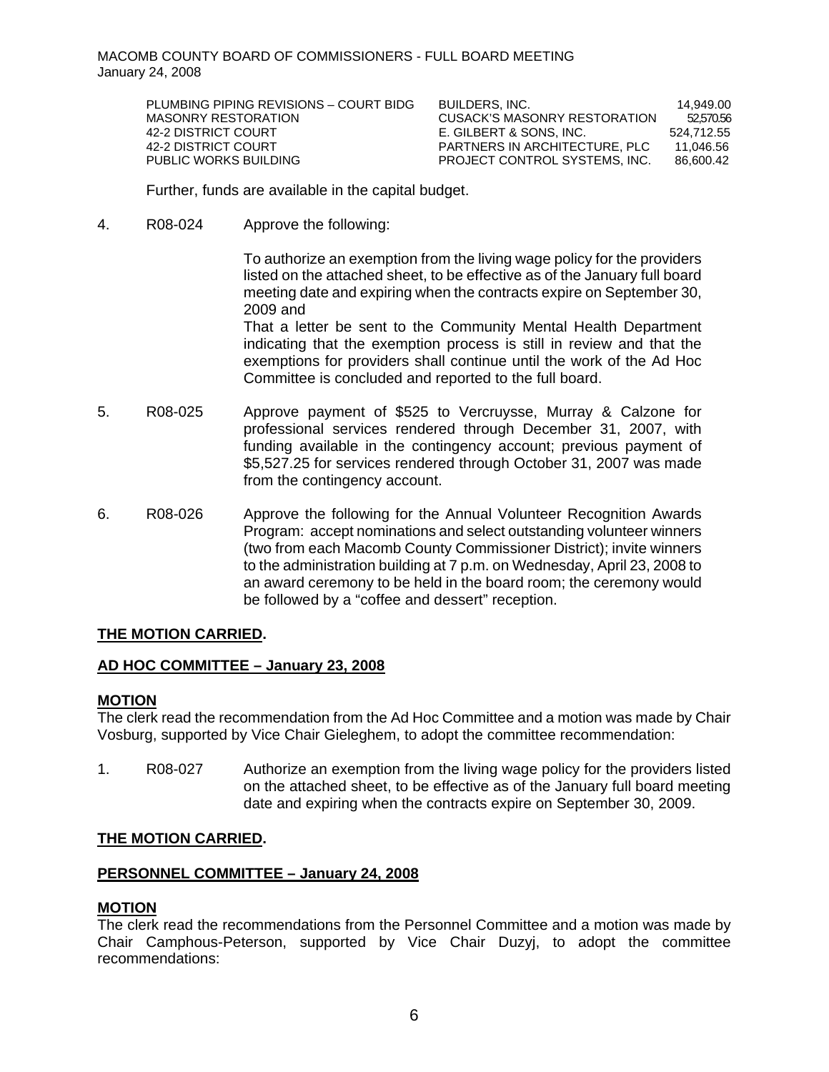| | | |
|---|---|---|
| PLUMBING PIPING REVISIONS – COURT BIDG | BUILDERS, INC. | 14,949.00 |
| MASONRY RESTORATION | CUSACK'S MASONRY RESTORATION | 52,570.56 |
| 42-2 DISTRICT COURT | E. GILBERT & SONS, INC. | 524,712.55 |
| 42-2 DISTRICT COURT | PARTNERS IN ARCHITECTURE, PLC | 11,046.56 |
| PUBLIC WORKS BUILDING | PROJECT CONTROL SYSTEMS, INC. | 86,600.42 |

Further, funds are available in the capital budget.

4. R08-024 Approve the following:

   To authorize an exemption from the living wage policy for the providers listed on the attached sheet, to be effective as of the January full board meeting date and expiring when the contracts expire on September 30, 2009 and

   That a letter be sent to the Community Mental Health Department indicating that the exemption process is still in review and that the exemptions for providers shall continue until the work of the Ad Hoc Committee is concluded and reported to the full board.

5. R08-025 Approve payment of $525 to Vercruysse, Murray & Calzone for professional services rendered through December 31, 2007, with funding available in the contingency account; previous payment of $5,527.25 for services rendered through October 31, 2007 was made from the contingency account.

6. R08-026 Approve the following for the Annual Volunteer Recognition Awards Program: accept nominations and select outstanding volunteer winners (two from each Macomb County Commissioner District); invite winners to the administration building at 7 p.m. on Wednesday, April 23, 2008 to an award ceremony to be held in the board room; the ceremony would be followed by a "coffee and dessert" reception.

**THE MOTION CARRIED.**

**AD HOC COMMITTEE – January 23, 2008**

**MOTION**

The clerk read the recommendation from the Ad Hoc Committee and a motion was made by Chair Vosburg, supported by Vice Chair Gieleghem, to adopt the committee recommendation:

1. R08-027 Authorize an exemption from the living wage policy for the providers listed on the attached sheet, to be effective as of the January full board meeting date and expiring when the contracts expire on September 30, 2009.

**THE MOTION CARRIED.**

**PERSONNEL COMMITTEE – January 24, 2008**

**MOTION**

The clerk read the recommendations from the Personnel Committee and a motion was made by Chair Camphous-Peterson, supported by Vice Chair Duzyj, to adopt the committee recommendations: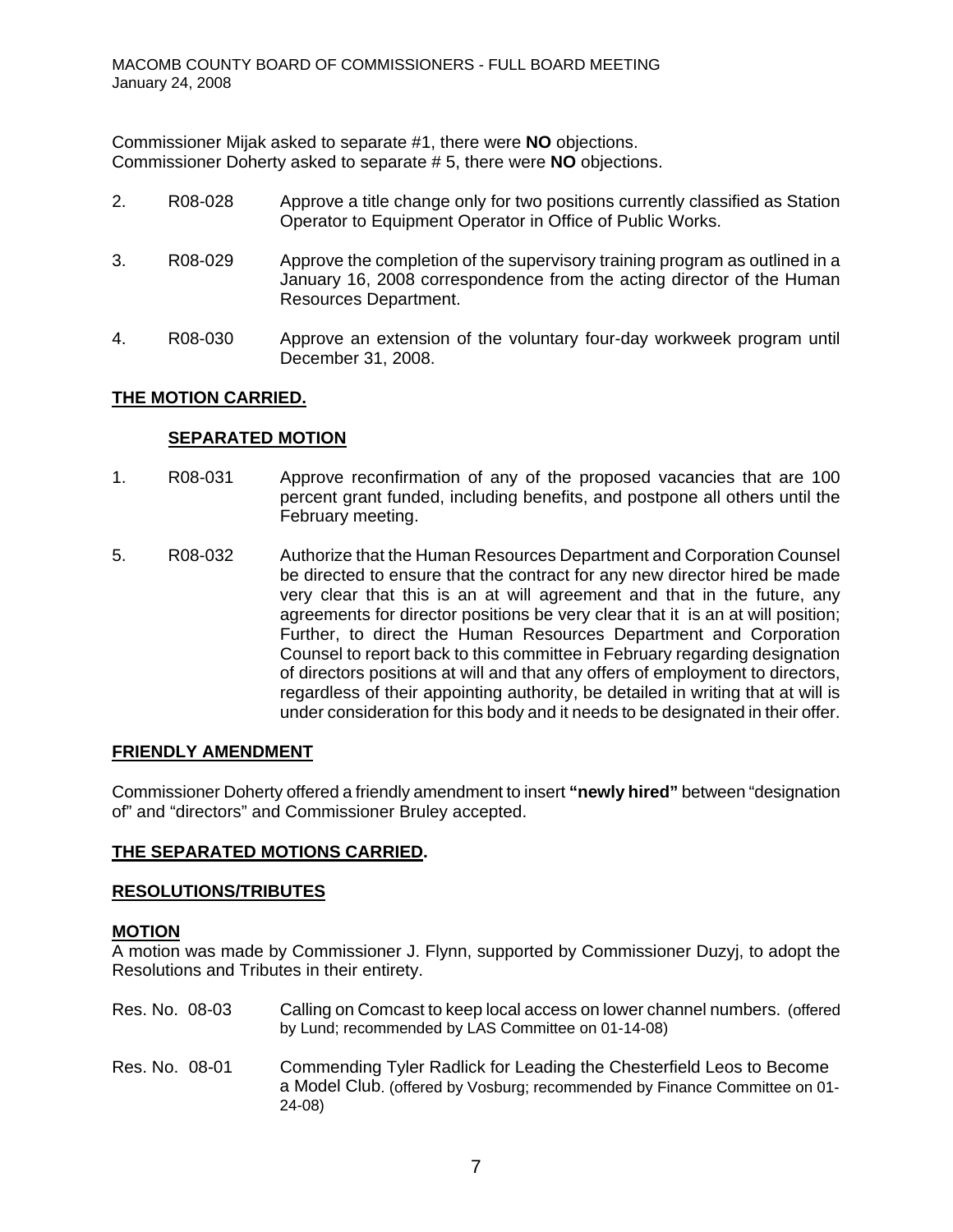Commissioner Mijak asked to separate #1, there were **NO** objections.
Commissioner Doherty asked to separate # 5, there were **NO** objections.

2. R08-028 Approve a title change only for two positions currently classified as Station Operator to Equipment Operator in Office of Public Works.

3. R08-029 Approve the completion of the supervisory training program as outlined in a January 16, 2008 correspondence from the acting director of the Human Resources Department.

4. R08-030 Approve an extension of the voluntary four-day workweek program until December 31, 2008.

**THE MOTION CARRIED.**

**SEPARATED MOTION**

1. R08-031 Approve reconfirmation of any of the proposed vacancies that are 100 percent grant funded, including benefits, and postpone all others until the February meeting.

5. R08-032 Authorize that the Human Resources Department and Corporation Counsel be directed to ensure that the contract for any new director hired be made very clear that this is an at will agreement and that in the future, any agreements for director positions be very clear that it is an at will position; Further, to direct the Human Resources Department and Corporation Counsel to report back to this committee in February regarding designation of directors positions at will and that any offers of employment to directors, regardless of their appointing authority, be detailed in writing that at will is under consideration for this body and it needs to be designated in their offer.

**FRIENDLY AMENDMENT**

Commissioner Doherty offered a friendly amendment to insert **"newly hired"** between "designation of" and "directors" and Commissioner Bruley accepted.

**THE SEPARATED MOTIONS CARRIED.**

**RESOLUTIONS/TRIBUTES**

**MOTION**

A motion was made by Commissioner J. Flynn, supported by Commissioner Duzyj, to adopt the Resolutions and Tributes in their entirety.

Res. No. 08-03 Calling on Comcast to keep local access on lower channel numbers. (offered by Lund; recommended by LAS Committee on 01-14-08)

Res. No. 08-01 Commending Tyler Radlick for Leading the Chesterfield Leos to Become a Model Club. (offered by Vosburg; recommended by Finance Committee on 01-24-08)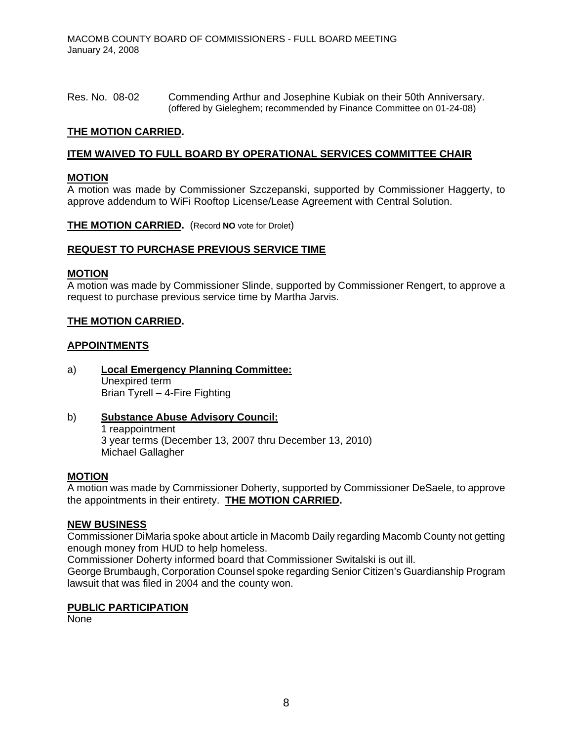Res. No. 08-02 Commending Arthur and Josephine Kubiak on their 50th Anniversary.
(offered by Gieleghem; recommended by Finance Committee on 01-24-08)

**THE MOTION CARRIED.**

**ITEM WAIVED TO FULL BOARD BY OPERATIONAL SERVICES COMMITTEE CHAIR**

**MOTION**

A motion was made by Commissioner Szczepanski, supported by Commissioner Haggerty, to approve addendum to WiFi Rooftop License/Lease Agreement with Central Solution.

**THE MOTION CARRIED.** (Record **NO** vote for Drolet)

**REQUEST TO PURCHASE PREVIOUS SERVICE TIME**

**MOTION**

A motion was made by Commissioner Slinde, supported by Commissioner Rengert, to approve a request to purchase previous service time by Martha Jarvis.

**THE MOTION CARRIED.**

**APPOINTMENTS**

a) **Local Emergency Planning Committee:**
Unexpired term
Brian Tyrell – 4-Fire Fighting

b) **Substance Abuse Advisory Council:**
1 reappointment
3 year terms (December 13, 2007 thru December 13, 2010)
Michael Gallagher

**MOTION**

A motion was made by Commissioner Doherty, supported by Commissioner DeSaele, to approve the appointments in their entirety. **THE MOTION CARRIED.**

**NEW BUSINESS**

Commissioner DiMaria spoke about article in Macomb Daily regarding Macomb County not getting enough money from HUD to help homeless.

Commissioner Doherty informed board that Commissioner Switalski is out ill.

George Brumbaugh, Corporation Counsel spoke regarding Senior Citizen's Guardianship Program lawsuit that was filed in 2004 and the county won.

**PUBLIC PARTICIPATION**

None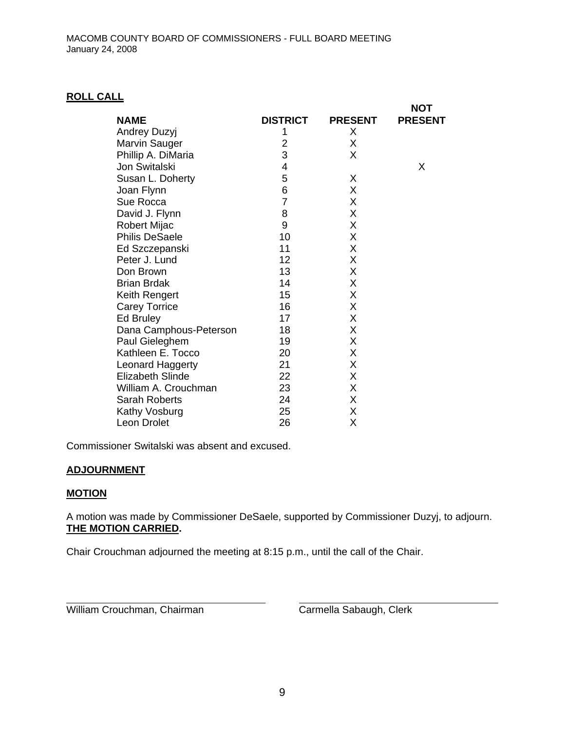MACOMB COUNTY BOARD OF COMMISSIONERS - FULL BOARD MEETING
January 24, 2008

**ROLL CALL**

| NAME | DISTRICT | PRESENT | NOT PRESENT |
|---|---|---|---|
| Andrey Duzyj | 1 | X | |
| Marvin Sauger | 2 | X | |
| Phillip A. DiMaria | 3 | X | |
| Jon Switalski | 4 | | X |
| Susan L. Doherty | 5 | X | |
| Joan Flynn | 6 | X | |
| Sue Rocca | 7 | X | |
| David J. Flynn | 8 | X | |
| Robert Mijac | 9 | X | |
| Philis DeSaele | 10 | X | |
| Ed Szczepanski | 11 | X | |
| Peter J. Lund | 12 | X | |
| Don Brown | 13 | X | |
| Brian Brdak | 14 | X | |
| Keith Rengert | 15 | X | |
| Carey Torrice | 16 | X | |
| Ed Bruley | 17 | X | |
| Dana Camphous-Peterson | 18 | X | |
| Paul Gieleghem | 19 | X | |
| Kathleen E. Tocco | 20 | X | |
| Leonard Haggerty | 21 | X | |
| Elizabeth Slinde | 22 | X | |
| William A. Crouchman | 23 | X | |
| Sarah Roberts | 24 | X | |
| Kathy Vosburg | 25 | X | |
| Leon Drolet | 26 | X | |

Commissioner Switalski was absent and excused.

**ADJOURNMENT**

**MOTION**

A motion was made by Commissioner DeSaele, supported by Commissioner Duzyj, to adjourn. **THE MOTION CARRIED.**

Chair Crouchman adjourned the meeting at 8:15 p.m., until the call of the Chair.

William Crouchman, Chairman

Carmella Sabaugh, Clerk